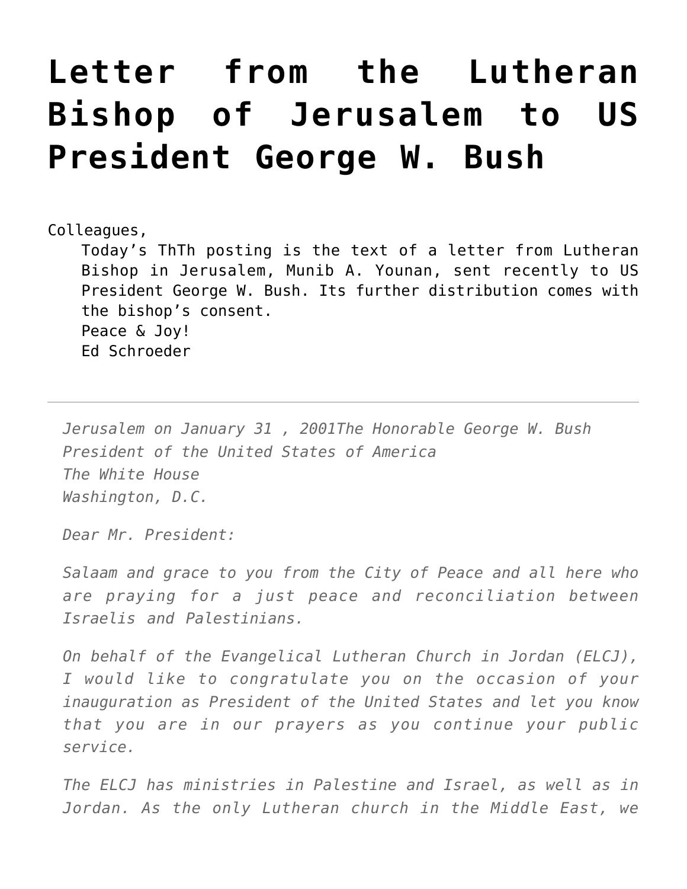# Letter from the Lutheran Bishop of Jerusalem to US President George W. Bush

Colleagues,

Today's ThTh posting is the text of a letter from Lutheran Bishop in Jerusalem, Munib A. Younan, sent recently to US President George W. Bush. Its further distribution comes with the bishop's consent.

Peace & Joy!
Ed Schroeder

---

*Jerusalem on January 31 , 2001The Honorable George W. Bush*
*President of the United States of America*
*The White House*
*Washington, D.C.*

*Dear Mr. President:*

*Salaam and grace to you from the City of Peace and all here who are praying for a just peace and reconciliation between Israelis and Palestinians.*

*On behalf of the Evangelical Lutheran Church in Jordan (ELCJ), I would like to congratulate you on the occasion of your inauguration as President of the United States and let you know that you are in our prayers as you continue your public service.*

*The ELCJ has ministries in Palestine and Israel, as well as in Jordan. As the only Lutheran church in the Middle East, we*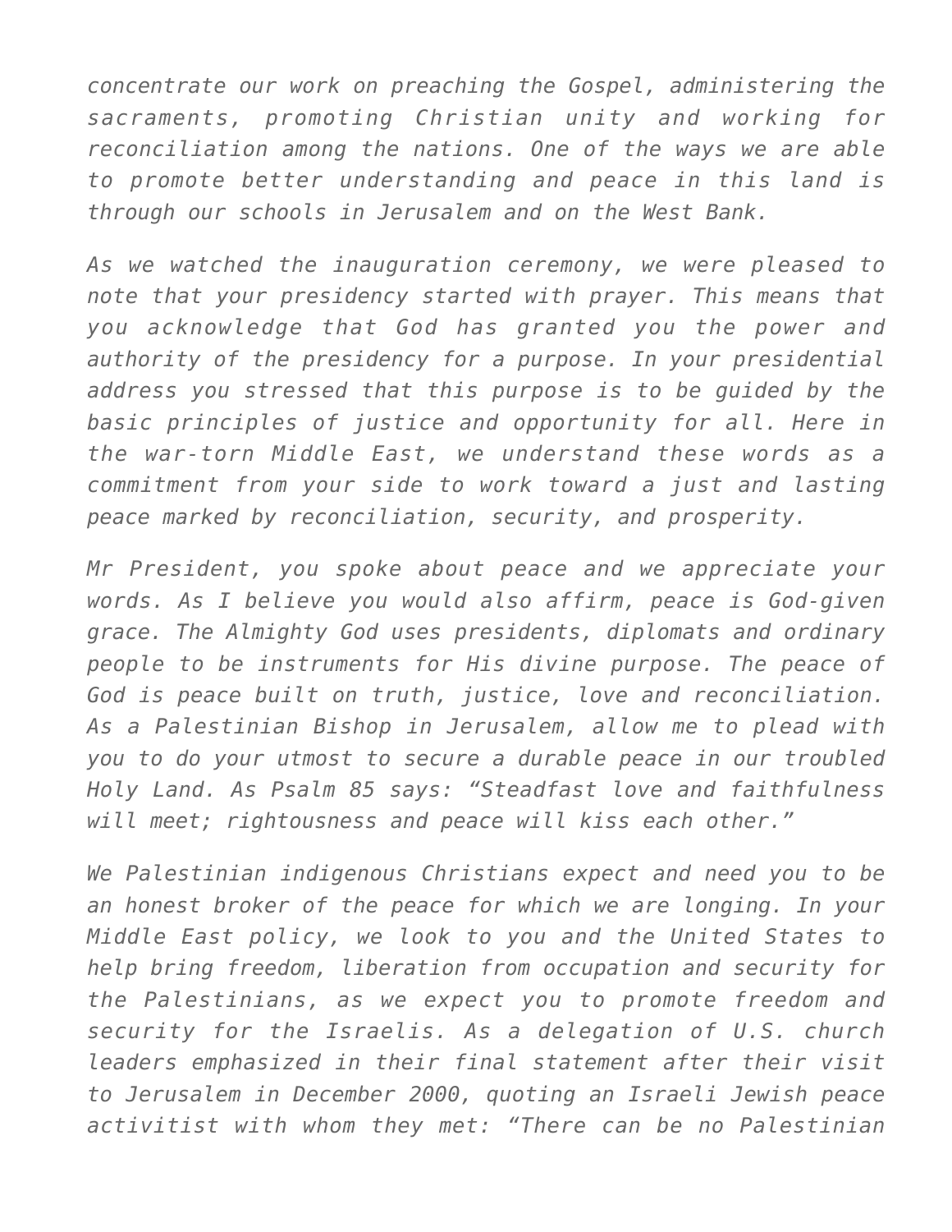*concentrate our work on preaching the Gospel, administering the sacraments, promoting Christian unity and working for reconciliation among the nations. One of the ways we are able to promote better understanding and peace in this land is through our schools in Jerusalem and on the West Bank.*

*As we watched the inauguration ceremony, we were pleased to note that your presidency started with prayer. This means that you acknowledge that God has granted you the power and authority of the presidency for a purpose. In your presidential address you stressed that this purpose is to be guided by the basic principles of justice and opportunity for all. Here in the war-torn Middle East, we understand these words as a commitment from your side to work toward a just and lasting peace marked by reconciliation, security, and prosperity.*

*Mr President, you spoke about peace and we appreciate your words. As I believe you would also affirm, peace is God-given grace. The Almighty God uses presidents, diplomats and ordinary people to be instruments for His divine purpose. The peace of God is peace built on truth, justice, love and reconciliation. As a Palestinian Bishop in Jerusalem, allow me to plead with you to do your utmost to secure a durable peace in our troubled Holy Land. As Psalm 85 says: "Steadfast love and faithfulness will meet; rightousness and peace will kiss each other."*

*We Palestinian indigenous Christians expect and need you to be an honest broker of the peace for which we are longing. In your Middle East policy, we look to you and the United States to help bring freedom, liberation from occupation and security for the Palestinians, as we expect you to promote freedom and security for the Israelis. As a delegation of U.S. church leaders emphasized in their final statement after their visit to Jerusalem in December 2000, quoting an Israeli Jewish peace activitist with whom they met: "There can be no Palestinian*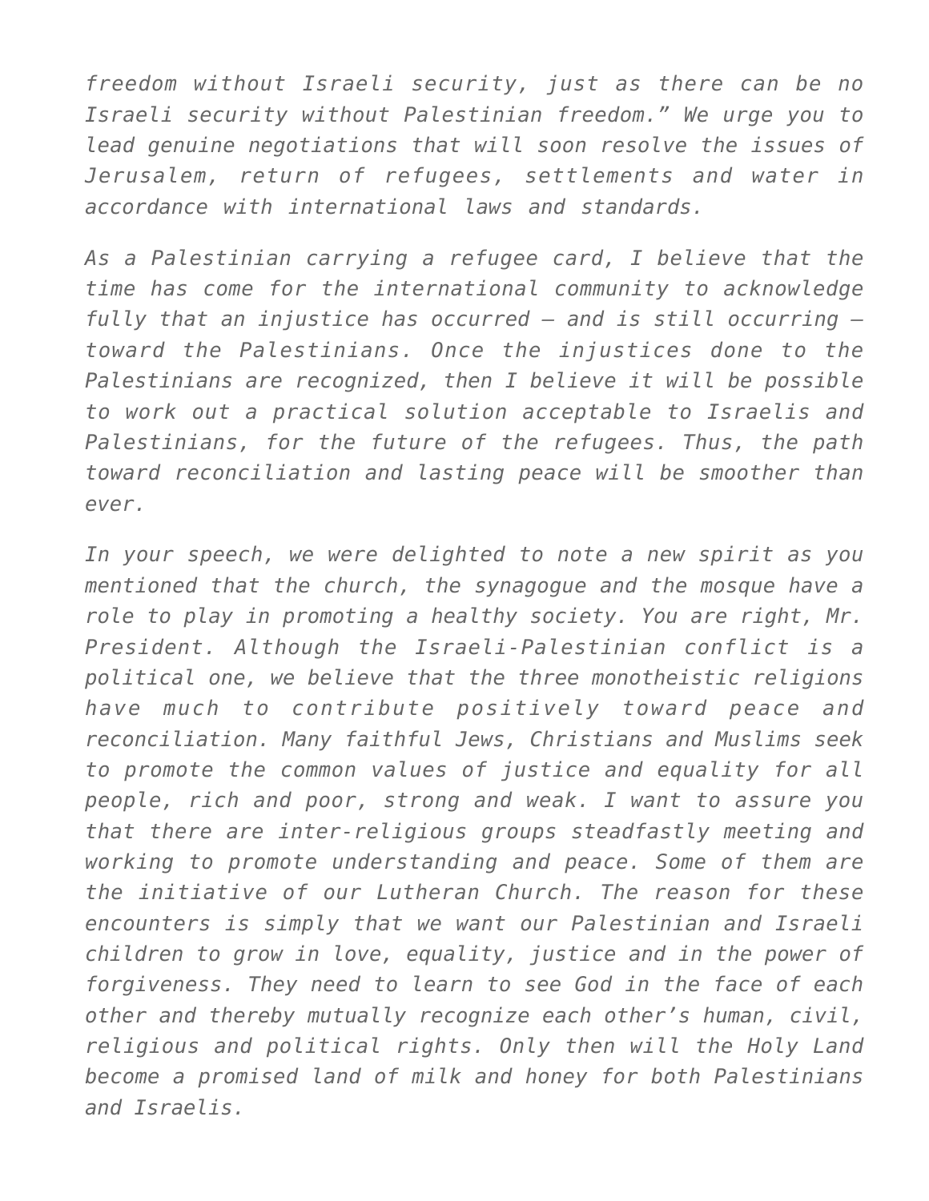*freedom without Israeli security, just as there can be no Israeli security without Palestinian freedom." We urge you to lead genuine negotiations that will soon resolve the issues of Jerusalem, return of refugees, settlements and water in accordance with international laws and standards.*

*As a Palestinian carrying a refugee card, I believe that the time has come for the international community to acknowledge fully that an injustice has occurred – and is still occurring – toward the Palestinians. Once the injustices done to the Palestinians are recognized, then I believe it will be possible to work out a practical solution acceptable to Israelis and Palestinians, for the future of the refugees. Thus, the path toward reconciliation and lasting peace will be smoother than ever.*

*In your speech, we were delighted to note a new spirit as you mentioned that the church, the synagogue and the mosque have a role to play in promoting a healthy society. You are right, Mr. President. Although the Israeli-Palestinian conflict is a political one, we believe that the three monotheistic religions have much to contribute positively toward peace and reconciliation. Many faithful Jews, Christians and Muslims seek to promote the common values of justice and equality for all people, rich and poor, strong and weak. I want to assure you that there are inter-religious groups steadfastly meeting and working to promote understanding and peace. Some of them are the initiative of our Lutheran Church. The reason for these encounters is simply that we want our Palestinian and Israeli children to grow in love, equality, justice and in the power of forgiveness. They need to learn to see God in the face of each other and thereby mutually recognize each other's human, civil, religious and political rights. Only then will the Holy Land become a promised land of milk and honey for both Palestinians and Israelis.*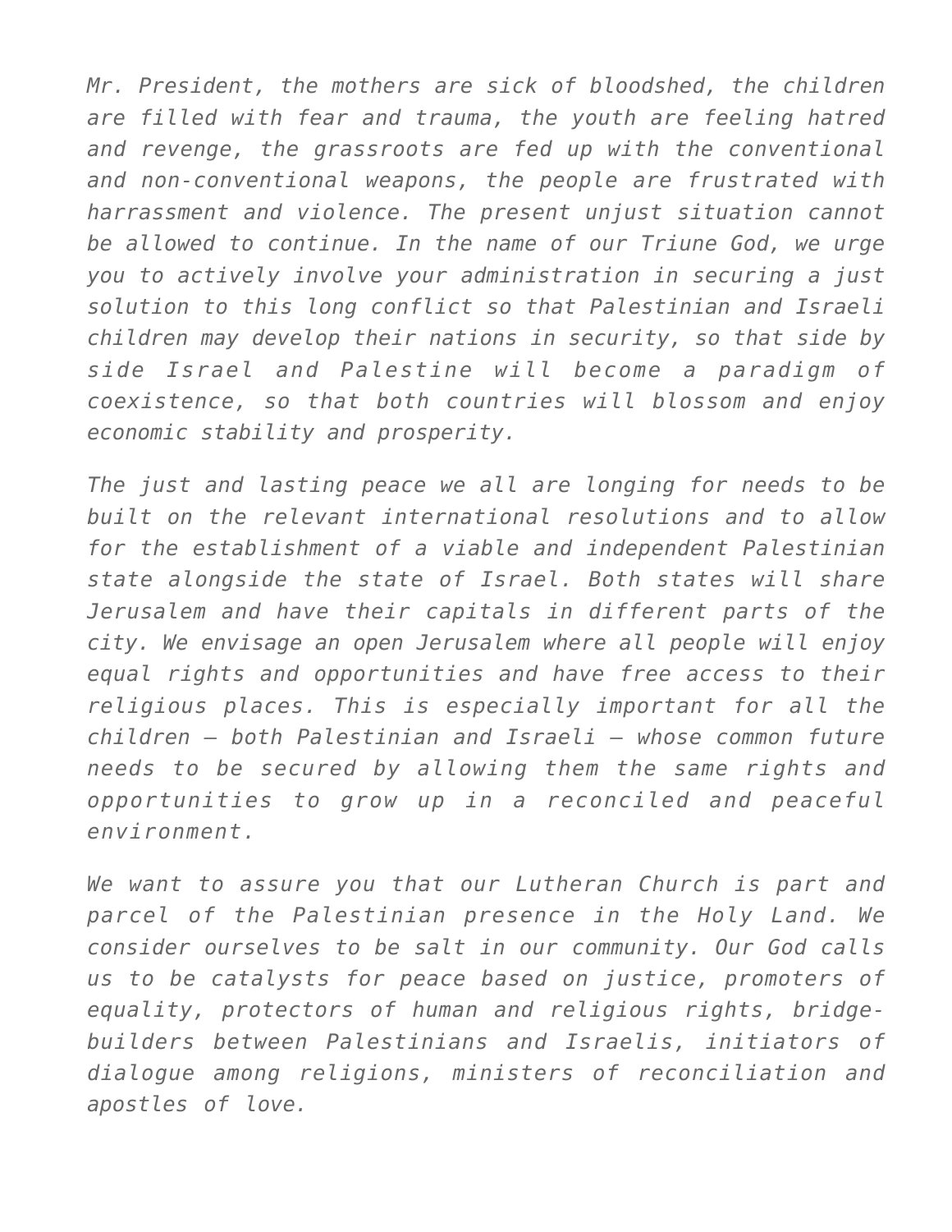*Mr. President, the mothers are sick of bloodshed, the children are filled with fear and trauma, the youth are feeling hatred and revenge, the grassroots are fed up with the conventional and non-conventional weapons, the people are frustrated with harrassment and violence. The present unjust situation cannot be allowed to continue. In the name of our Triune God, we urge you to actively involve your administration in securing a just solution to this long conflict so that Palestinian and Israeli children may develop their nations in security, so that side by side Israel and Palestine will become a paradigm of coexistence, so that both countries will blossom and enjoy economic stability and prosperity.*

*The just and lasting peace we all are longing for needs to be built on the relevant international resolutions and to allow for the establishment of a viable and independent Palestinian state alongside the state of Israel. Both states will share Jerusalem and have their capitals in different parts of the city. We envisage an open Jerusalem where all people will enjoy equal rights and opportunities and have free access to their religious places. This is especially important for all the children – both Palestinian and Israeli – whose common future needs to be secured by allowing them the same rights and opportunities to grow up in a reconciled and peaceful environment.*

*We want to assure you that our Lutheran Church is part and parcel of the Palestinian presence in the Holy Land. We consider ourselves to be salt in our community. Our God calls us to be catalysts for peace based on justice, promoters of equality, protectors of human and religious rights, bridge-builders between Palestinians and Israelis, initiators of dialogue among religions, ministers of reconciliation and apostles of love.*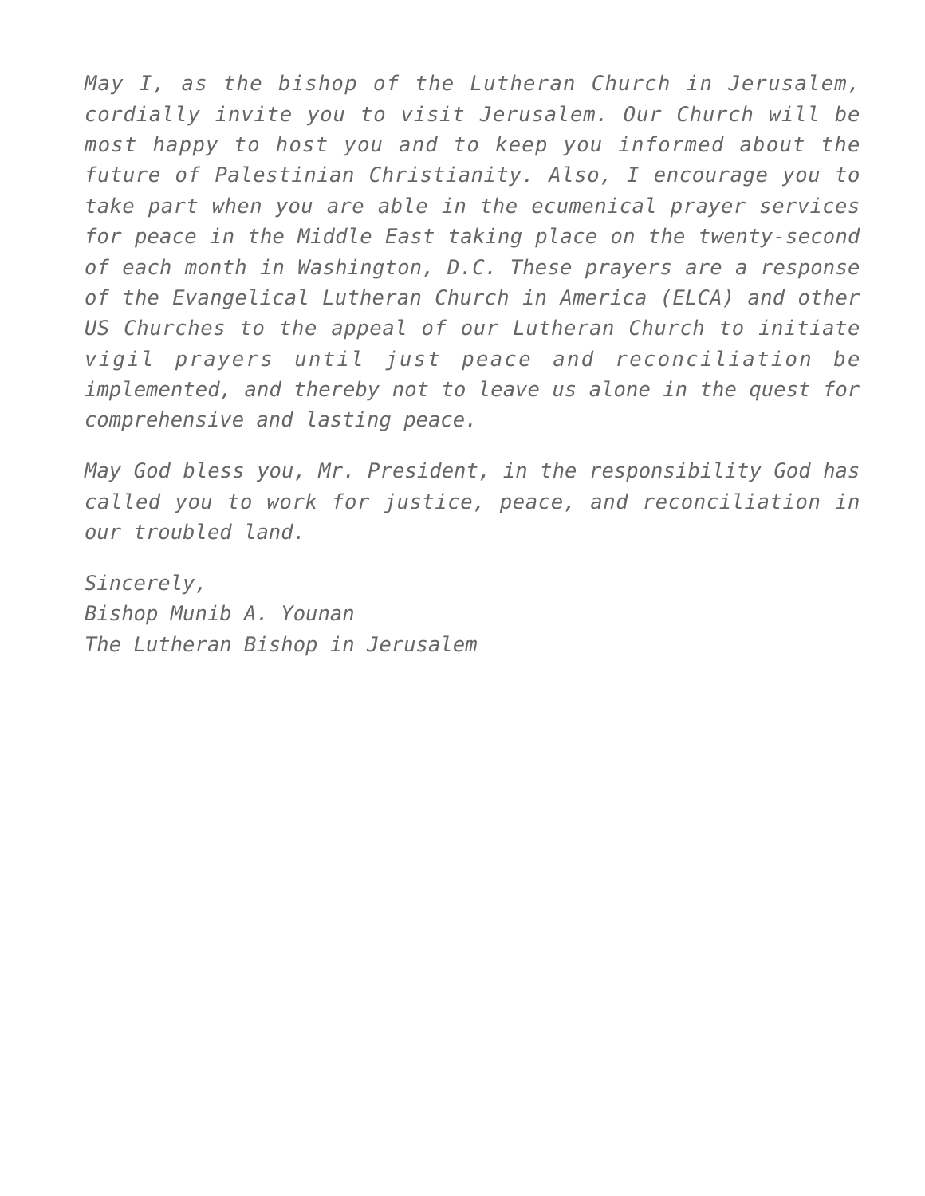*May I, as the bishop of the Lutheran Church in Jerusalem, cordially invite you to visit Jerusalem. Our Church will be most happy to host you and to keep you informed about the future of Palestinian Christianity. Also, I encourage you to take part when you are able in the ecumenical prayer services for peace in the Middle East taking place on the twenty-second of each month in Washington, D.C. These prayers are a response of the Evangelical Lutheran Church in America (ELCA) and other US Churches to the appeal of our Lutheran Church to initiate vigil prayers until just peace and reconciliation be implemented, and thereby not to leave us alone in the quest for comprehensive and lasting peace.*

*May God bless you, Mr. President, in the responsibility God has called you to work for justice, peace, and reconciliation in our troubled land.*

*Sincerely,*
*Bishop Munib A. Younan*
*The Lutheran Bishop in Jerusalem*